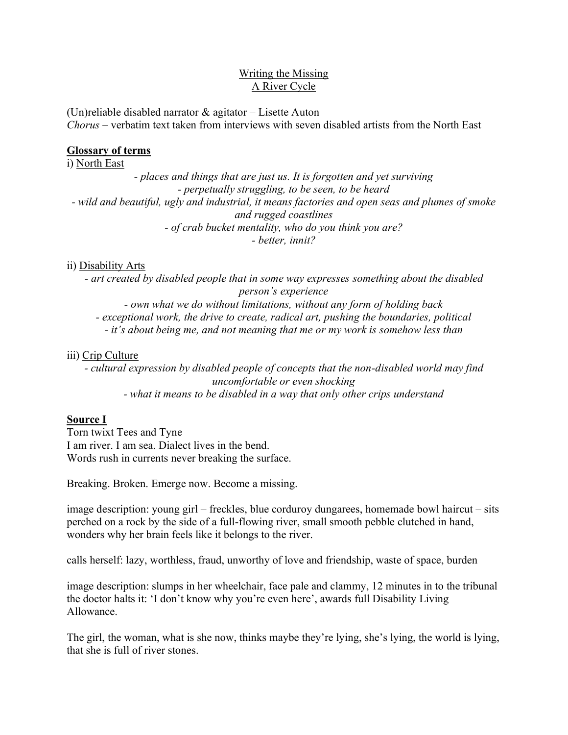# Writing the Missing
## A River Cycle

(Un)reliable disabled narrator & agitator – Lisette Auton
*Chorus* – verbatim text taken from interviews with seven disabled artists from the North East

**Glossary of terms**

i) North East

*- places and things that are just us. It is forgotten and yet surviving*
*- perpetually struggling, to be seen, to be heard*
*- wild and beautiful, ugly and industrial, it means factories and open seas and plumes of smoke and rugged coastlines*
*- of crab bucket mentality, who do you think you are?*
*- better, innit?*

ii) Disability Arts

*- art created by disabled people that in some way expresses something about the disabled person's experience*
*- own what we do without limitations, without any form of holding back*
*- exceptional work, the drive to create, radical art, pushing the boundaries, political*
*- it's about being me, and not meaning that me or my work is somehow less than*

iii) Crip Culture

*- cultural expression by disabled people of concepts that the non-disabled world may find uncomfortable or even shocking*
*- what it means to be disabled in a way that only other crips understand*

**Source I**

Torn twixt Tees and Tyne
I am river. I am sea. Dialect lives in the bend.
Words rush in currents never breaking the surface.

Breaking. Broken. Emerge now. Become a missing.

image description: young girl – freckles, blue corduroy dungarees, homemade bowl haircut – sits perched on a rock by the side of a full-flowing river, small smooth pebble clutched in hand, wonders why her brain feels like it belongs to the river.

calls herself: lazy, worthless, fraud, unworthy of love and friendship, waste of space, burden

image description: slumps in her wheelchair, face pale and clammy, 12 minutes in to the tribunal the doctor halts it: 'I don't know why you're even here', awards full Disability Living Allowance.

The girl, the woman, what is she now, thinks maybe they're lying, she's lying, the world is lying, that she is full of river stones.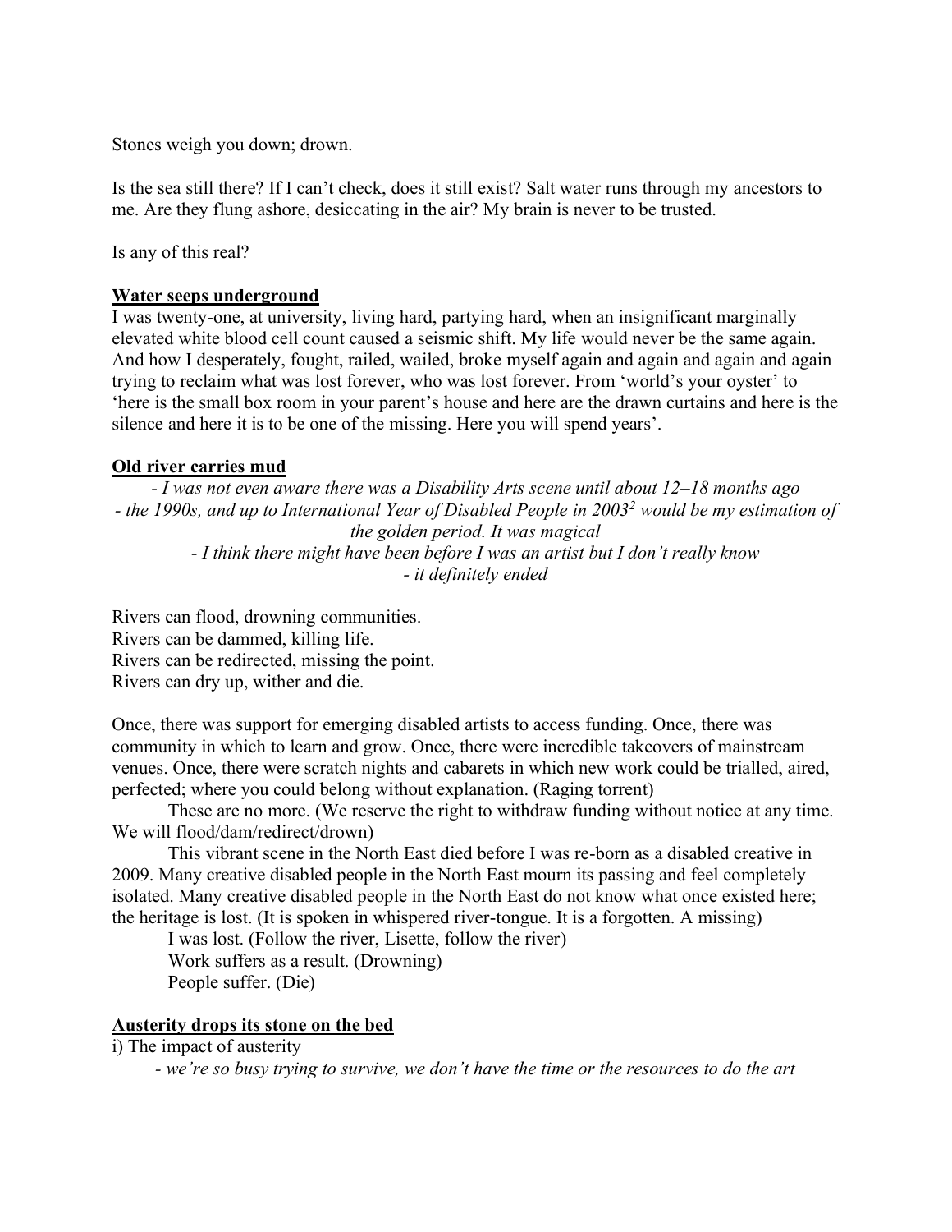Stones weigh you down; drown.

Is the sea still there? If I can't check, does it still exist? Salt water runs through my ancestors to me. Are they flung ashore, desiccating in the air? My brain is never to be trusted.

Is any of this real?

### Water seeps underground

I was twenty-one, at university, living hard, partying hard, when an insignificant marginally elevated white blood cell count caused a seismic shift. My life would never be the same again. And how I desperately, fought, railed, wailed, broke myself again and again and again and again trying to reclaim what was lost forever, who was lost forever. From 'world's your oyster' to 'here is the small box room in your parent's house and here are the drawn curtains and here is the silence and here it is to be one of the missing. Here you will spend years'.

### Old river carries mud

*- I was not even aware there was a Disability Arts scene until about 12–18 months ago*
*- the 1990s, and up to International Year of Disabled People in 2003*[2] *would be my estimation of the golden period. It was magical*
*- I think there might have been before I was an artist but I don't really know*
*- it definitely ended*

Rivers can flood, drowning communities.
Rivers can be dammed, killing life.
Rivers can be redirected, missing the point.
Rivers can dry up, wither and die.

Once, there was support for emerging disabled artists to access funding. Once, there was community in which to learn and grow. Once, there were incredible takeovers of mainstream venues. Once, there were scratch nights and cabarets in which new work could be trialled, aired, perfected; where you could belong without explanation. (Raging torrent)

These are no more. (We reserve the right to withdraw funding without notice at any time. We will flood/dam/redirect/drown)

This vibrant scene in the North East died before I was re-born as a disabled creative in 2009. Many creative disabled people in the North East mourn its passing and feel completely isolated. Many creative disabled people in the North East do not know what once existed here; the heritage is lost. (It is spoken in whispered river-tongue. It is a forgotten. A missing)

I was lost. (Follow the river, Lisette, follow the river)
Work suffers as a result. (Drowning)
People suffer. (Die)

### Austerity drops its stone on the bed

i) The impact of austerity

*- we're so busy trying to survive, we don't have the time or the resources to do the art*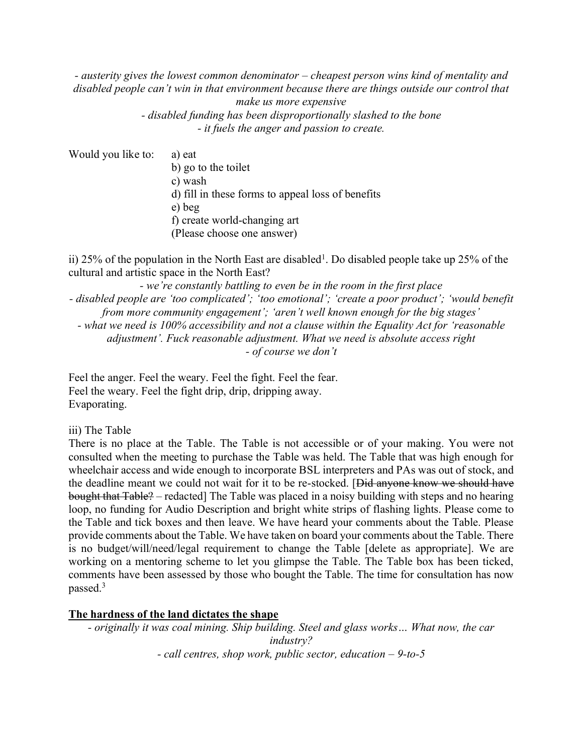*- austerity gives the lowest common denominator – cheapest person wins kind of mentality and disabled people can't win in that environment because there are things outside our control that make us more expensive*
*- disabled funding has been disproportionally slashed to the bone*
*- it fuels the anger and passion to create.*

Would you like to:
a) eat
b) go to the toilet
c) wash
d) fill in these forms to appeal loss of benefits
e) beg
f) create world-changing art
(Please choose one answer)

ii) 25% of the population in the North East are disabled[1]. Do disabled people take up 25% of the cultural and artistic space in the North East?

*- we're constantly battling to even be in the room in the first place*
*- disabled people are 'too complicated'; 'too emotional'; 'create a poor product'; 'would benefit from more community engagement'; 'aren't well known enough for the big stages'*
*- what we need is 100% accessibility and not a clause within the Equality Act for 'reasonable adjustment'. Fuck reasonable adjustment. What we need is absolute access right*
*- of course we don't*

Feel the anger. Feel the weary. Feel the fight. Feel the fear.
Feel the weary. Feel the fight drip, drip, dripping away.
Evaporating.

iii) The Table

There is no place at the Table. The Table is not accessible or of your making. You were not consulted when the meeting to purchase the Table was held. The Table that was high enough for wheelchair access and wide enough to incorporate BSL interpreters and PAs was out of stock, and the deadline meant we could not wait for it to be re-stocked. [~~Did anyone know we should have bought that Table?~~ – redacted] The Table was placed in a noisy building with steps and no hearing loop, no funding for Audio Description and bright white strips of flashing lights. Please come to the Table and tick boxes and then leave. We have heard your comments about the Table. Please provide comments about the Table. We have taken on board your comments about the Table. There is no budget/will/need/legal requirement to change the Table [delete as appropriate]. We are working on a mentoring scheme to let you glimpse the Table. The Table box has been ticked, comments have been assessed by those who bought the Table. The time for consultation has now passed.[3]

**The hardness of the land dictates the shape**

*- originally it was coal mining. Ship building. Steel and glass works… What now, the car industry?*
*- call centres, shop work, public sector, education – 9-to-5*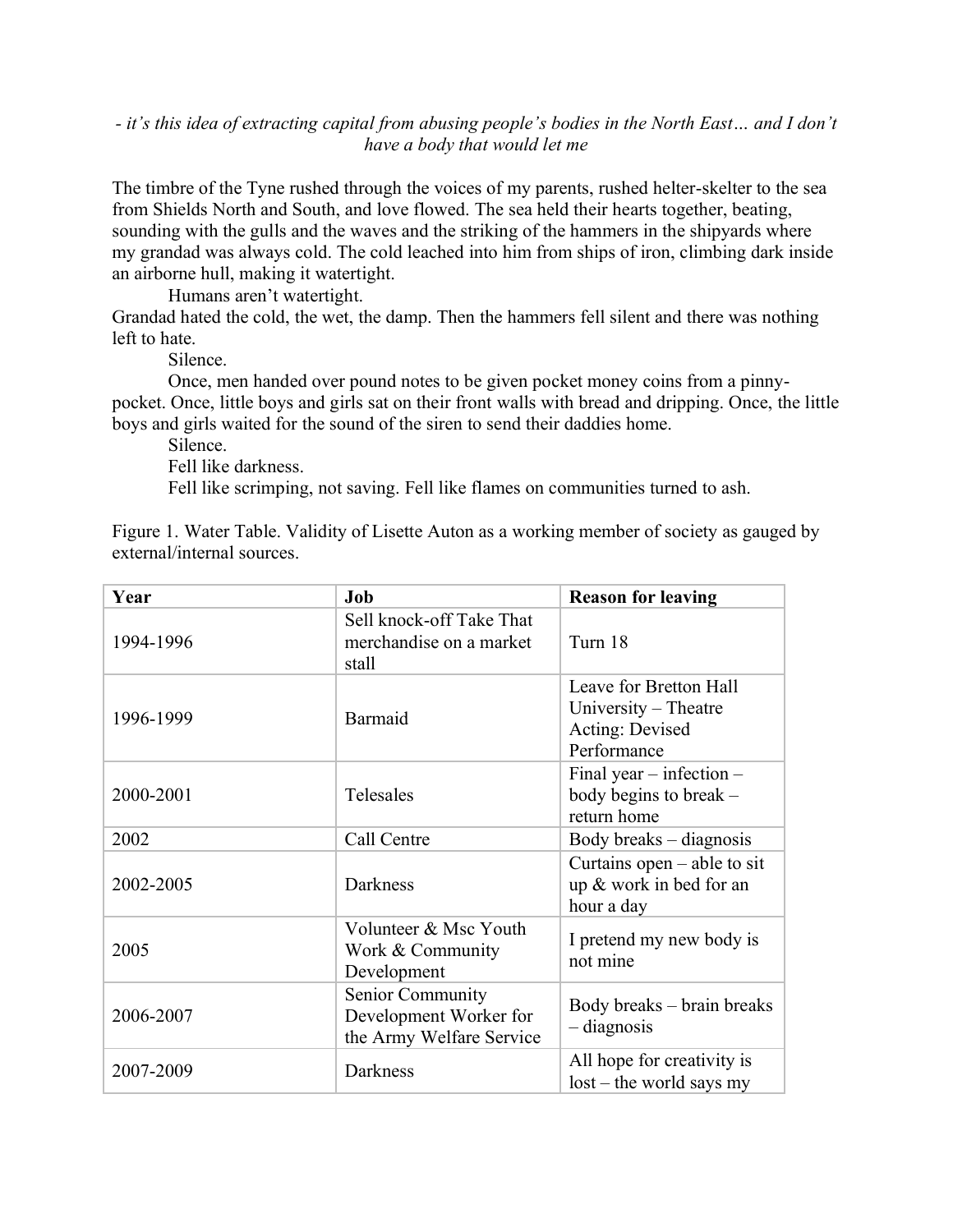*- it's this idea of extracting capital from abusing people's bodies in the North East… and I don't have a body that would let me*

The timbre of the Tyne rushed through the voices of my parents, rushed helter-skelter to the sea from Shields North and South, and love flowed. The sea held their hearts together, beating, sounding with the gulls and the waves and the striking of the hammers in the shipyards where my grandad was always cold. The cold leached into him from ships of iron, climbing dark inside an airborne hull, making it watertight.

Humans aren't watertight.

Grandad hated the cold, the wet, the damp. Then the hammers fell silent and there was nothing left to hate.

Silence.

Once, men handed over pound notes to be given pocket money coins from a pinny-pocket. Once, little boys and girls sat on their front walls with bread and dripping. Once, the little boys and girls waited for the sound of the siren to send their daddies home.

Silence.

Fell like darkness.

Fell like scrimping, not saving. Fell like flames on communities turned to ash.

Figure 1. Water Table. Validity of Lisette Auton as a working member of society as gauged by external/internal sources.

| **Year** | **Job** | **Reason for leaving** |
|---|---|---|
| 1994-1996 | Sell knock-off Take That merchandise on a market stall | Turn 18 |
| 1996-1999 | Barmaid | Leave for Bretton Hall University – Theatre Acting: Devised Performance |
| 2000-2001 | Telesales | Final year – infection – body begins to break – return home |
| 2002 | Call Centre | Body breaks – diagnosis |
| 2002-2005 | Darkness | Curtains open – able to sit up & work in bed for an hour a day |
| 2005 | Volunteer & Msc Youth Work & Community Development | I pretend my new body is not mine |
| 2006-2007 | Senior Community Development Worker for the Army Welfare Service | Body breaks – brain breaks – diagnosis |
| 2007-2009 | Darkness | All hope for creativity is lost – the world says my |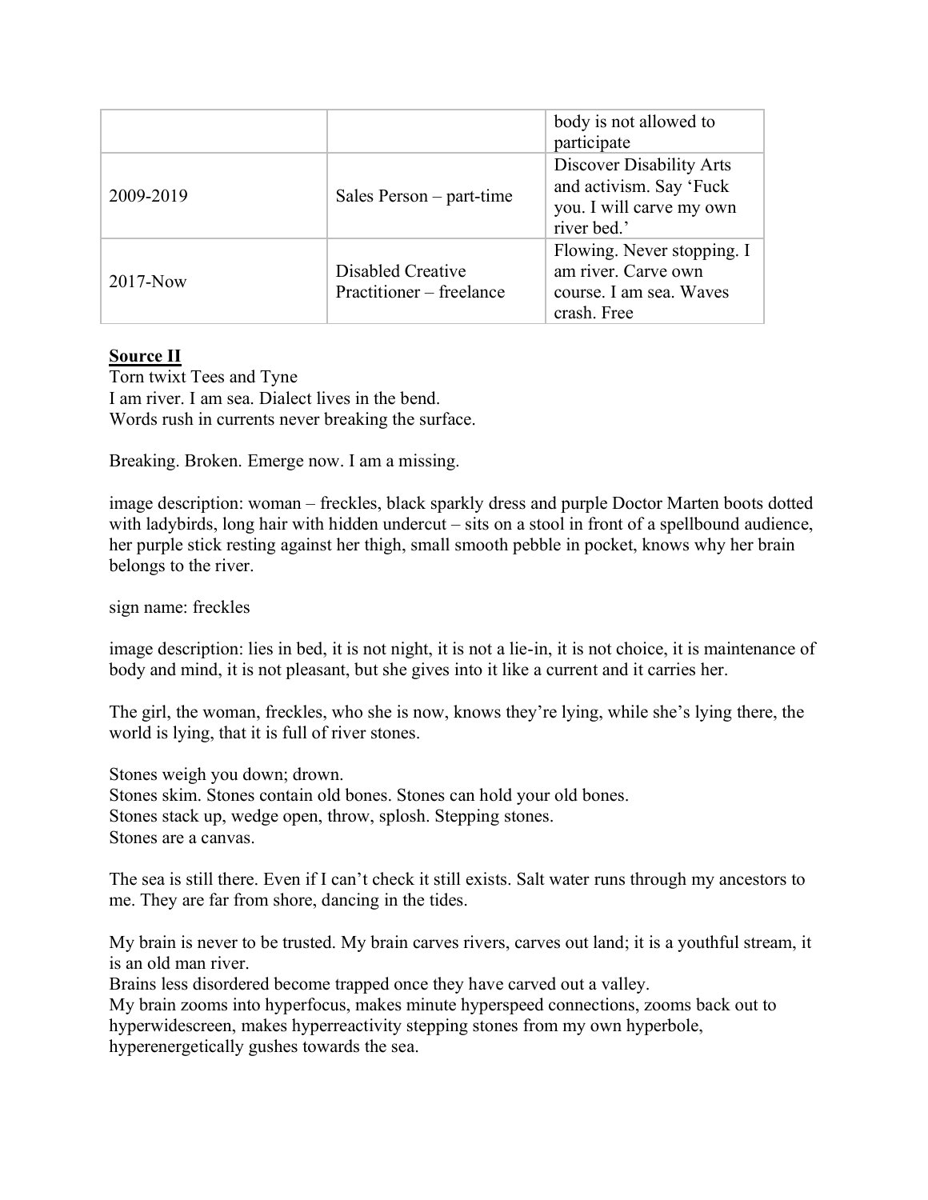| | | |
|---|---|---|
| | | body is not allowed to participate |
| 2009-2019 | Sales Person – part-time | Discover Disability Arts and activism. Say 'Fuck you. I will carve my own river bed.' |
| 2017-Now | Disabled Creative Practitioner – freelance | Flowing. Never stopping. I am river. Carve own course. I am sea. Waves crash. Free |

**Source II**

Torn twixt Tees and Tyne
I am river. I am sea. Dialect lives in the bend.
Words rush in currents never breaking the surface.

Breaking. Broken. Emerge now. I am a missing.

image description: woman – freckles, black sparkly dress and purple Doctor Marten boots dotted with ladybirds, long hair with hidden undercut – sits on a stool in front of a spellbound audience, her purple stick resting against her thigh, small smooth pebble in pocket, knows why her brain belongs to the river.

sign name: freckles

image description: lies in bed, it is not night, it is not a lie-in, it is not choice, it is maintenance of body and mind, it is not pleasant, but she gives into it like a current and it carries her.

The girl, the woman, freckles, who she is now, knows they're lying, while she's lying there, the world is lying, that it is full of river stones.

Stones weigh you down; drown.
Stones skim. Stones contain old bones. Stones can hold your old bones.
Stones stack up, wedge open, throw, splosh. Stepping stones.
Stones are a canvas.

The sea is still there. Even if I can't check it still exists. Salt water runs through my ancestors to me. They are far from shore, dancing in the tides.

My brain is never to be trusted. My brain carves rivers, carves out land; it is a youthful stream, it is an old man river.
Brains less disordered become trapped once they have carved out a valley.
My brain zooms into hyperfocus, makes minute hyperspeed connections, zooms back out to hyperwidescreen, makes hyperreactivity stepping stones from my own hyperbole, hyperenergetically gushes towards the sea.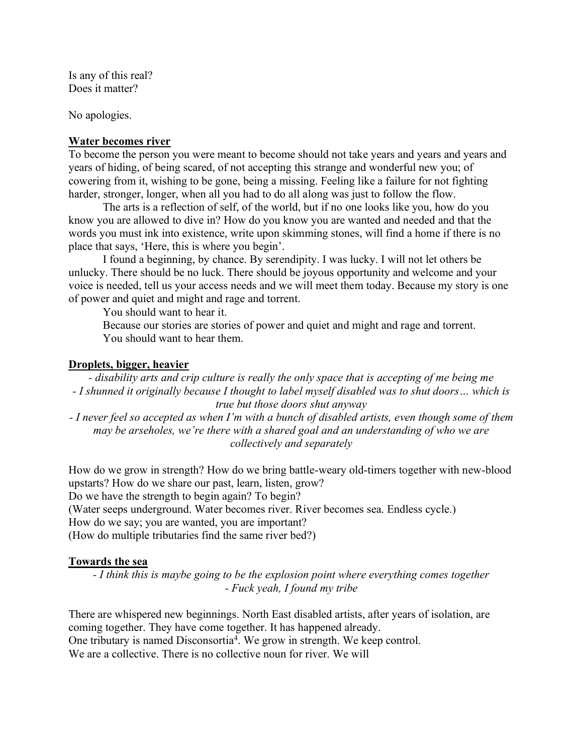Is any of this real?
Does it matter?

No apologies.

## Water becomes river

To become the person you were meant to become should not take years and years and years and years of hiding, of being scared, of not accepting this strange and wonderful new you; of cowering from it, wishing to be gone, being a missing. Feeling like a failure for not fighting harder, stronger, longer, when all you had to do all along was just to follow the flow.

The arts is a reflection of self, of the world, but if no one looks like you, how do you know you are allowed to dive in? How do you know you are wanted and needed and that the words you must ink into existence, write upon skimming stones, will find a home if there is no place that says, 'Here, this is where you begin'.

I found a beginning, by chance. By serendipity. I was lucky. I will not let others be unlucky. There should be no luck. There should be joyous opportunity and welcome and your voice is needed, tell us your access needs and we will meet them today. Because my story is one of power and quiet and might and rage and torrent.

You should want to hear it.

Because our stories are stories of power and quiet and might and rage and torrent.

You should want to hear them.

## Droplets, bigger, heavier

*- disability arts and crip culture is really the only space that is accepting of me being me*

*- I shunned it originally because I thought to label myself disabled was to shut doors… which is true but those doors shut anyway*

*- I never feel so accepted as when I'm with a bunch of disabled artists, even though some of them may be arseholes, we're there with a shared goal and an understanding of who we are collectively and separately*

How do we grow in strength? How do we bring battle-weary old-timers together with new-blood upstarts? How do we share our past, learn, listen, grow?
Do we have the strength to begin again? To begin?
(Water seeps underground. Water becomes river. River becomes sea. Endless cycle.)
How do we say; you are wanted, you are important?
(How do multiple tributaries find the same river bed?)

## Towards the sea

*- I think this is maybe going to be the explosion point where everything comes together*

*- Fuck yeah, I found my tribe*

There are whispered new beginnings. North East disabled artists, after years of isolation, are coming together. They have come together. It has happened already.
One tributary is named Disconsortia[4]. We grow in strength. We keep control.
We are a collective. There is no collective noun for river. We will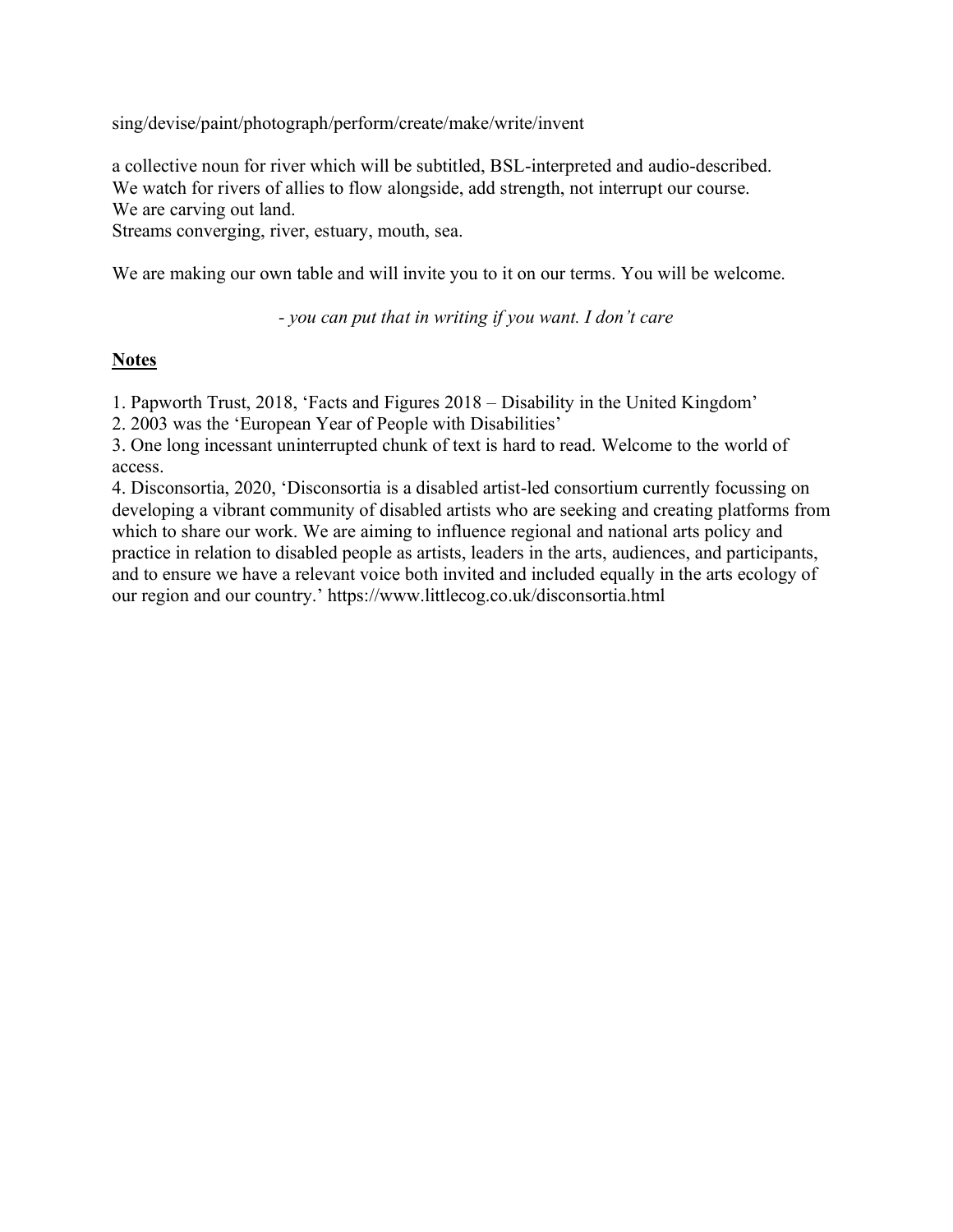sing/devise/paint/photograph/perform/create/make/write/invent

a collective noun for river which will be subtitled, BSL-interpreted and audio-described.
We watch for rivers of allies to flow alongside, add strength, not interrupt our course.
We are carving out land.
Streams converging, river, estuary, mouth, sea.

We are making our own table and will invite you to it on our terms. You will be welcome.

*- you can put that in writing if you want. I don't care*

## Notes

1. Papworth Trust, 2018, 'Facts and Figures 2018 – Disability in the United Kingdom'
2. 2003 was the 'European Year of People with Disabilities'
3. One long incessant uninterrupted chunk of text is hard to read. Welcome to the world of access.
4. Disconsortia, 2020, 'Disconsortia is a disabled artist-led consortium currently focussing on developing a vibrant community of disabled artists who are seeking and creating platforms from which to share our work. We are aiming to influence regional and national arts policy and practice in relation to disabled people as artists, leaders in the arts, audiences, and participants, and to ensure we have a relevant voice both invited and included equally in the arts ecology of our region and our country.' https://www.littlecog.co.uk/disconsortia.html